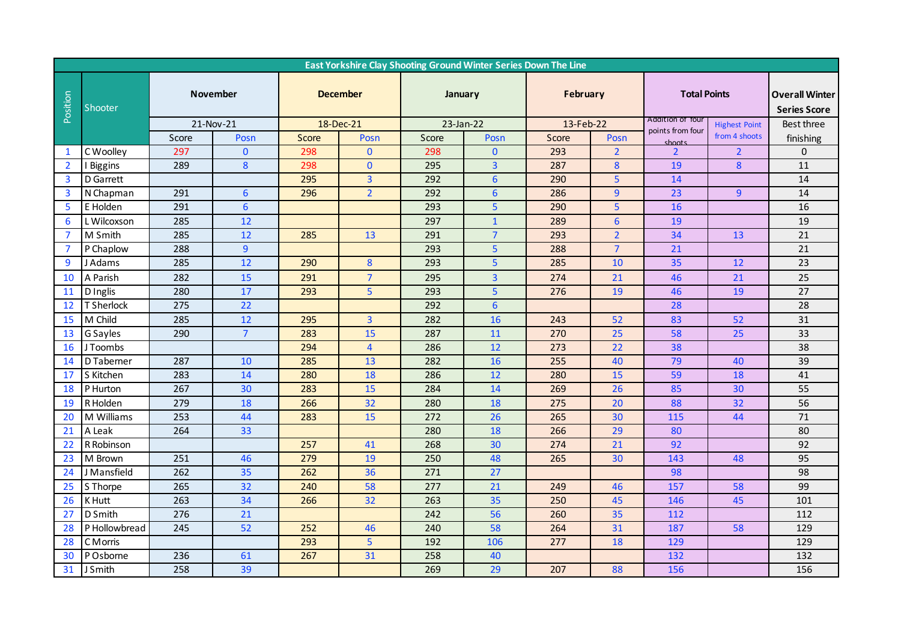| East Yorkshire Clay Shooting Ground Winter Series Down The Line | | | | | | | | | | | | |
|---|---|---|---|---|---|---|---|---|---|---|---|---|
| Position | Shooter | November | | December | | January | | February | | Total Points | | Overall Winter Series Score |
| | | 21-Nov-21 | | 18-Dec-21 | | 23-Jan-22 | | 13-Feb-22 | | Addition of four points from four shoots | Highest Point from 4 shoots | Best three finishing |
| | | Score | Posn | Score | Posn | Score | Posn | Score | Posn | | | |
| 1 | C Woolley | 297 | 0 | 298 | 0 | 298 | 0 | 293 | 2 | 2 | 2 | 0 |
| 2 | I Biggins | 289 | 8 | 298 | 0 | 295 | 3 | 287 | 8 | 19 | 8 | 11 |
| 3 | D Garrett | | | 295 | 3 | 292 | 6 | 290 | 5 | 14 | | 14 |
| 3 | N Chapman | 291 | 6 | 296 | 2 | 292 | 6 | 286 | 9 | 23 | 9 | 14 |
| 5 | E Holden | 291 | 6 | | | 293 | 5 | 290 | 5 | 16 | | 16 |
| 6 | L Wilcoxson | 285 | 12 | | | 297 | 1 | 289 | 6 | 19 | | 19 |
| 7 | M Smith | 285 | 12 | 285 | 13 | 291 | 7 | 293 | 2 | 34 | 13 | 21 |
| 7 | P Chaplow | 288 | 9 | | | 293 | 5 | 288 | 7 | 21 | | 21 |
| 9 | J Adams | 285 | 12 | 290 | 8 | 293 | 5 | 285 | 10 | 35 | 12 | 23 |
| 10 | A Parish | 282 | 15 | 291 | 7 | 295 | 3 | 274 | 21 | 46 | 21 | 25 |
| 11 | D Inglis | 280 | 17 | 293 | 5 | 293 | 5 | 276 | 19 | 46 | 19 | 27 |
| 12 | T Sherlock | 275 | 22 | | | 292 | 6 | | | 28 | | 28 |
| 15 | M Child | 285 | 12 | 295 | 3 | 282 | 16 | 243 | 52 | 83 | 52 | 31 |
| 13 | G Sayles | 290 | 7 | 283 | 15 | 287 | 11 | 270 | 25 | 58 | 25 | 33 |
| 16 | J Toombs | | | 294 | 4 | 286 | 12 | 273 | 22 | 38 | | 38 |
| 14 | D Taberner | 287 | 10 | 285 | 13 | 282 | 16 | 255 | 40 | 79 | 40 | 39 |
| 17 | S Kitchen | 283 | 14 | 280 | 18 | 286 | 12 | 280 | 15 | 59 | 18 | 41 |
| 18 | P Hurton | 267 | 30 | 283 | 15 | 284 | 14 | 269 | 26 | 85 | 30 | 55 |
| 19 | R Holden | 279 | 18 | 266 | 32 | 280 | 18 | 275 | 20 | 88 | 32 | 56 |
| 20 | M Williams | 253 | 44 | 283 | 15 | 272 | 26 | 265 | 30 | 115 | 44 | 71 |
| 21 | A Leak | 264 | 33 | | | 280 | 18 | 266 | 29 | 80 | | 80 |
| 22 | R Robinson | | | 257 | 41 | 268 | 30 | 274 | 21 | 92 | | 92 |
| 23 | M Brown | 251 | 46 | 279 | 19 | 250 | 48 | 265 | 30 | 143 | 48 | 95 |
| 24 | J Mansfield | 262 | 35 | 262 | 36 | 271 | 27 | | | 98 | | 98 |
| 25 | S Thorpe | 265 | 32 | 240 | 58 | 277 | 21 | 249 | 46 | 157 | 58 | 99 |
| 26 | K Hutt | 263 | 34 | 266 | 32 | 263 | 35 | 250 | 45 | 146 | 45 | 101 |
| 27 | D Smith | 276 | 21 | | | 242 | 56 | 260 | 35 | 112 | | 112 |
| 28 | P Hollowbread | 245 | 52 | 252 | 46 | 240 | 58 | 264 | 31 | 187 | 58 | 129 |
| 28 | C Morris | | | 293 | 5 | 192 | 106 | 277 | 18 | 129 | | 129 |
| 30 | P Osborne | 236 | 61 | 267 | 31 | 258 | 40 | | | 132 | | 132 |
| 31 | J Smith | 258 | 39 | | | 269 | 29 | 207 | 88 | 156 | | 156 |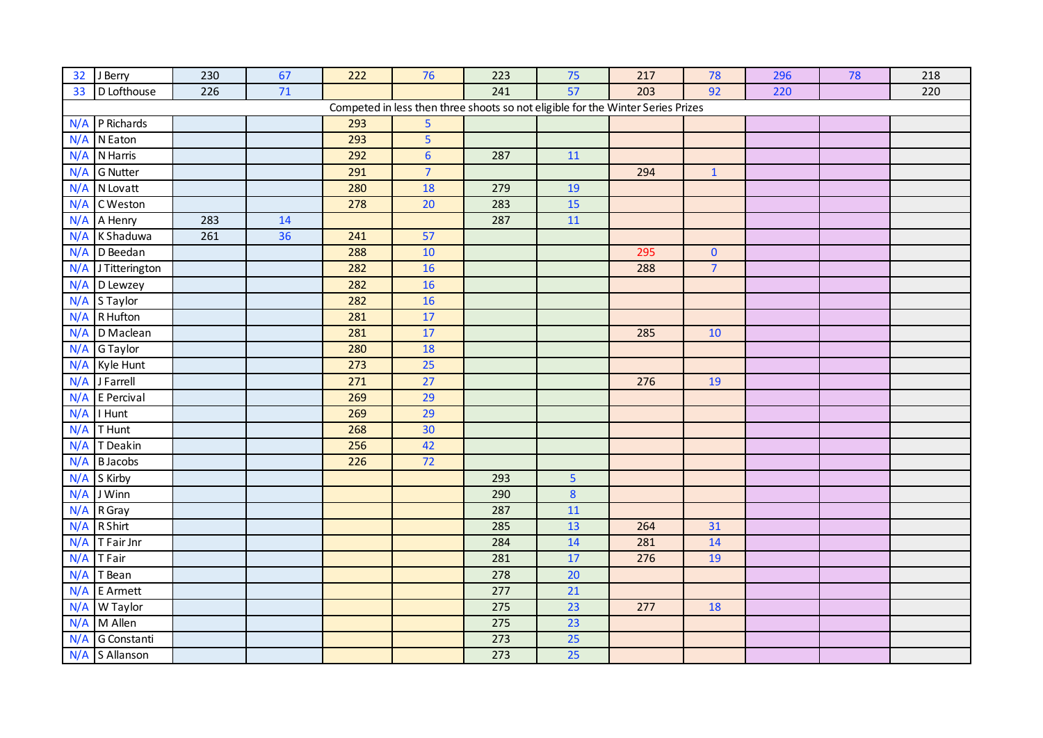| | | | | | | | | | | | | |
|---|---|---|---|---|---|---|---|---|---|---|---|---|
| 32 | J Berry | 230 | 67 | 222 | 76 | 223 | 75 | 217 | 78 | 296 | 78 | 218 |
| 33 | D Lofthouse | 226 | 71 | | | 241 | 57 | 203 | 92 | 220 | | 220 |
| Competed in less then three shoots so not eligible for the Winter Series Prizes | | | | | | | | | | | | |
| N/A | P Richards | | | 293 | 5 | | | | | | | |
| N/A | N Eaton | | | 293 | 5 | | | | | | | |
| N/A | N Harris | | | 292 | 6 | 287 | 11 | | | | | |
| N/A | G Nutter | | | 291 | 7 | | | 294 | 1 | | | |
| N/A | N Lovatt | | | 280 | 18 | 279 | 19 | | | | | |
| N/A | C Weston | | | 278 | 20 | 283 | 15 | | | | | |
| N/A | A Henry | 283 | 14 | | | 287 | 11 | | | | | |
| N/A | K Shaduwa | 261 | 36 | 241 | 57 | | | | | | | |
| N/A | D Beedan | | | 288 | 10 | | | 295 | 0 | | | |
| N/A | J Titterington | | | 282 | 16 | | | 288 | 7 | | | |
| N/A | D Lewzey | | | 282 | 16 | | | | | | | |
| N/A | S Taylor | | | 282 | 16 | | | | | | | |
| N/A | R Hufton | | | 281 | 17 | | | | | | | |
| N/A | D Maclean | | | 281 | 17 | | | 285 | 10 | | | |
| N/A | G Taylor | | | 280 | 18 | | | | | | | |
| N/A | Kyle Hunt | | | 273 | 25 | | | | | | | |
| N/A | J Farrell | | | 271 | 27 | | | 276 | 19 | | | |
| N/A | E Percival | | | 269 | 29 | | | | | | | |
| N/A | I Hunt | | | 269 | 29 | | | | | | | |
| N/A | T Hunt | | | 268 | 30 | | | | | | | |
| N/A | T Deakin | | | 256 | 42 | | | | | | | |
| N/A | B Jacobs | | | 226 | 72 | | | | | | | |
| N/A | S Kirby | | | | | 293 | 5 | | | | | |
| N/A | J Winn | | | | | 290 | 8 | | | | | |
| N/A | R Gray | | | | | 287 | 11 | | | | | |
| N/A | R Shirt | | | | | 285 | 13 | 264 | 31 | | | |
| N/A | T Fair Jnr | | | | | 284 | 14 | 281 | 14 | | | |
| N/A | T Fair | | | | | 281 | 17 | 276 | 19 | | | |
| N/A | T Bean | | | | | 278 | 20 | | | | | |
| N/A | E Armett | | | | | 277 | 21 | | | | | |
| N/A | W Taylor | | | | | 275 | 23 | 277 | 18 | | | |
| N/A | M Allen | | | | | 275 | 23 | | | | | |
| N/A | G Constanti | | | | | 273 | 25 | | | | | |
| N/A | S Allanson | | | | | 273 | 25 | | | | | |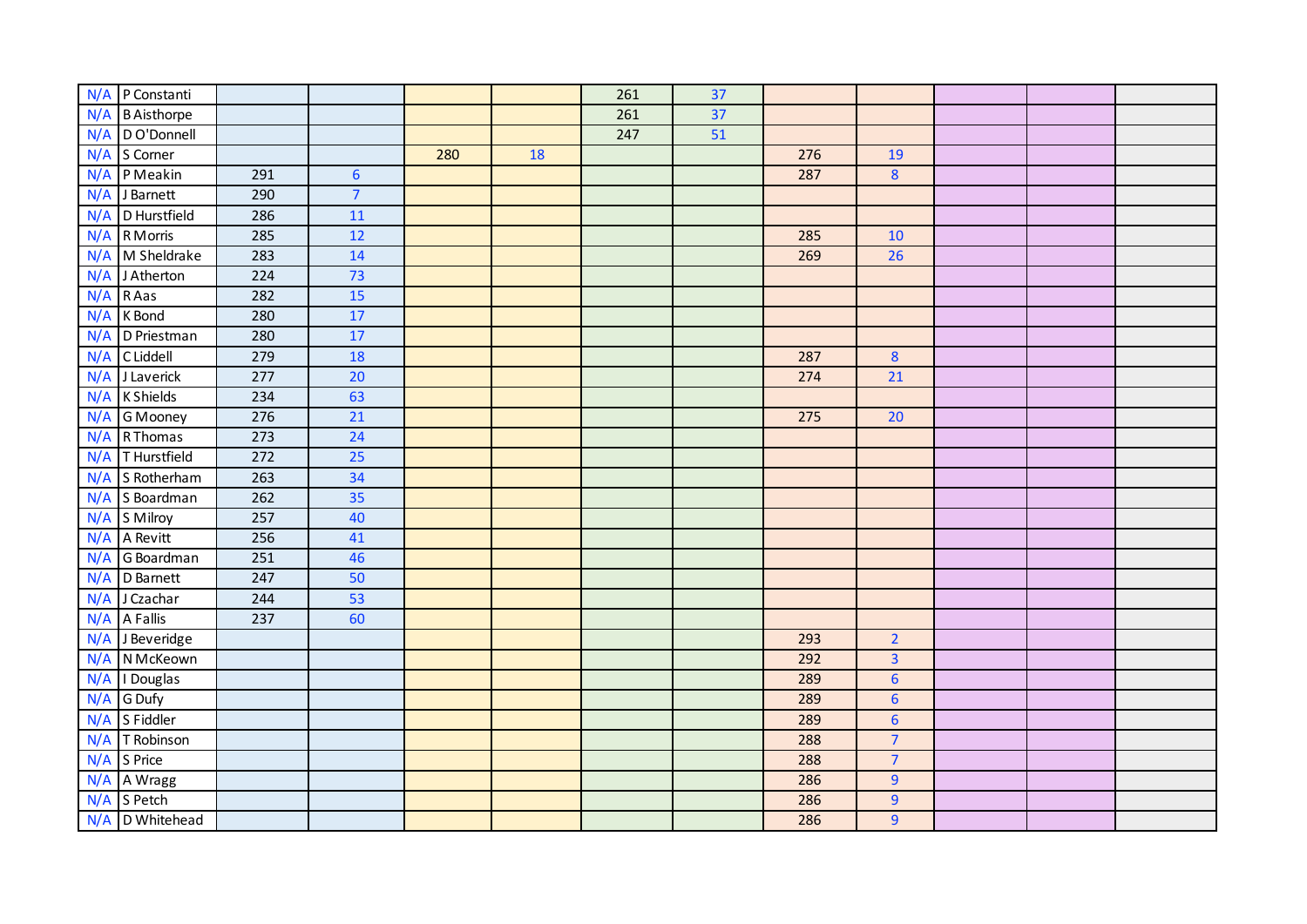| | | | | | | | | | | | | |
|---|---|---|---|---|---|---|---|---|---|---|---|---|
| N/A | P Constanti | | | | | 261 | 37 | | | | | |
| N/A | B Aisthorpe | | | | | 261 | 37 | | | | | |
| N/A | D O'Donnell | | | | | 247 | 51 | | | | | |
| N/A | S Corner | | | 280 | 18 | | | 276 | 19 | | | |
| N/A | P Meakin | 291 | 6 | | | | | 287 | 8 | | | |
| N/A | J Barnett | 290 | 7 | | | | | | | | | |
| N/A | D Hurstfield | 286 | 11 | | | | | | | | | |
| N/A | R Morris | 285 | 12 | | | | | 285 | 10 | | | |
| N/A | M Sheldrake | 283 | 14 | | | | | 269 | 26 | | | |
| N/A | J Atherton | 224 | 73 | | | | | | | | | |
| N/A | R Aas | 282 | 15 | | | | | | | | | |
| N/A | K Bond | 280 | 17 | | | | | | | | | |
| N/A | D Priestman | 280 | 17 | | | | | | | | | |
| N/A | C Liddell | 279 | 18 | | | | | 287 | 8 | | | |
| N/A | J Laverick | 277 | 20 | | | | | 274 | 21 | | | |
| N/A | K Shields | 234 | 63 | | | | | | | | | |
| N/A | G Mooney | 276 | 21 | | | | | 275 | 20 | | | |
| N/A | R Thomas | 273 | 24 | | | | | | | | | |
| N/A | T Hurstfield | 272 | 25 | | | | | | | | | |
| N/A | S Rotherham | 263 | 34 | | | | | | | | | |
| N/A | S Boardman | 262 | 35 | | | | | | | | | |
| N/A | S Milroy | 257 | 40 | | | | | | | | | |
| N/A | A Revitt | 256 | 41 | | | | | | | | | |
| N/A | G Boardman | 251 | 46 | | | | | | | | | |
| N/A | D Barnett | 247 | 50 | | | | | | | | | |
| N/A | J Czachar | 244 | 53 | | | | | | | | | |
| N/A | A Fallis | 237 | 60 | | | | | | | | | |
| N/A | J Beveridge | | | | | | | 293 | 2 | | | |
| N/A | N McKeown | | | | | | | 292 | 3 | | | |
| N/A | I Douglas | | | | | | | 289 | 6 | | | |
| N/A | G Dufy | | | | | | | 289 | 6 | | | |
| N/A | S Fiddler | | | | | | | 289 | 6 | | | |
| N/A | T Robinson | | | | | | | 288 | 7 | | | |
| N/A | S Price | | | | | | | 288 | 7 | | | |
| N/A | A Wragg | | | | | | | 286 | 9 | | | |
| N/A | S Petch | | | | | | | 286 | 9 | | | |
| N/A | D Whitehead | | | | | | | 286 | 9 | | | |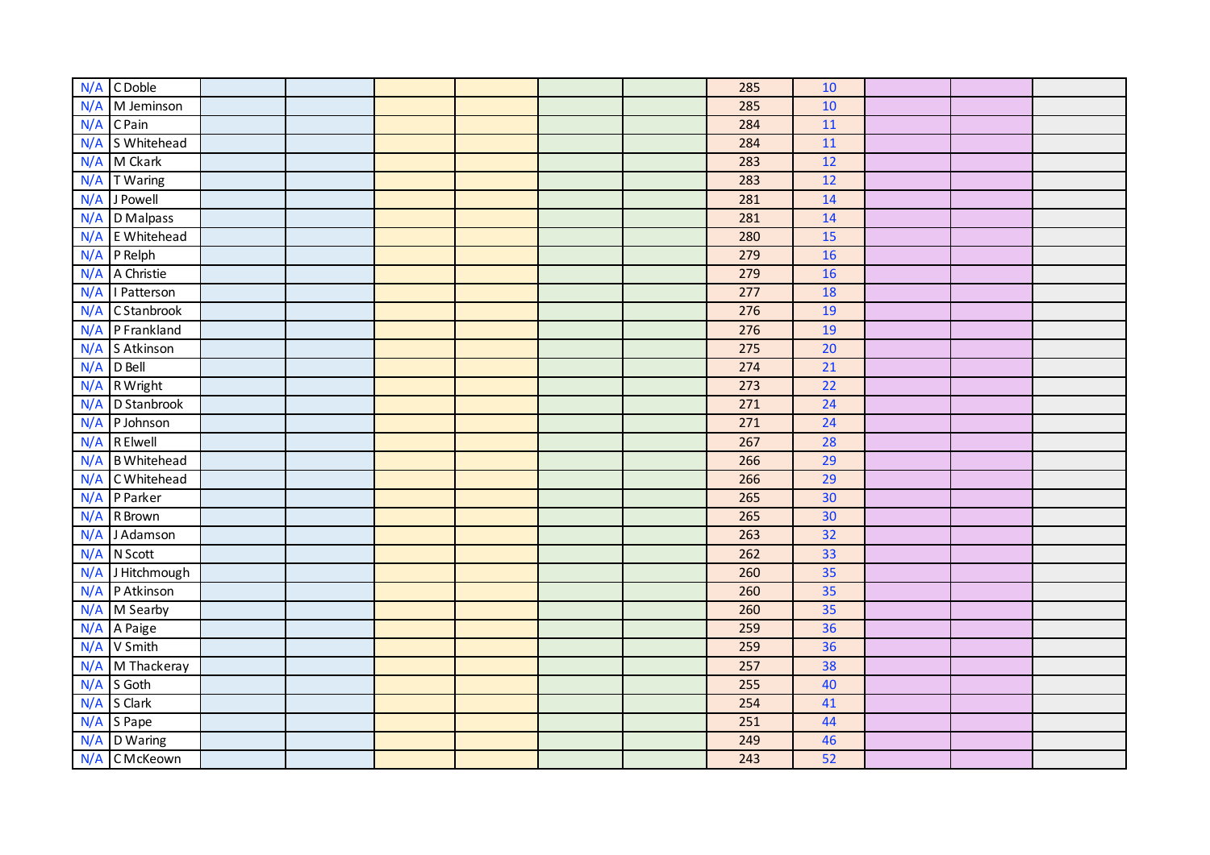| | | | | | | | | | | | | |
|---|---|---|---|---|---|---|---|---|---|---|---|---|
| N/A | C Doble | | | | | | | 285 | 10 | | | |
| N/A | M Jeminson | | | | | | | 285 | 10 | | | |
| N/A | C Pain | | | | | | | 284 | 11 | | | |
| N/A | S Whitehead | | | | | | | 284 | 11 | | | |
| N/A | M Ckark | | | | | | | 283 | 12 | | | |
| N/A | T Waring | | | | | | | 283 | 12 | | | |
| N/A | J Powell | | | | | | | 281 | 14 | | | |
| N/A | D Malpass | | | | | | | 281 | 14 | | | |
| N/A | E Whitehead | | | | | | | 280 | 15 | | | |
| N/A | P Relph | | | | | | | 279 | 16 | | | |
| N/A | A Christie | | | | | | | 279 | 16 | | | |
| N/A | I Patterson | | | | | | | 277 | 18 | | | |
| N/A | C Stanbrook | | | | | | | 276 | 19 | | | |
| N/A | P Frankland | | | | | | | 276 | 19 | | | |
| N/A | S Atkinson | | | | | | | 275 | 20 | | | |
| N/A | D Bell | | | | | | | 274 | 21 | | | |
| N/A | R Wright | | | | | | | 273 | 22 | | | |
| N/A | D Stanbrook | | | | | | | 271 | 24 | | | |
| N/A | P Johnson | | | | | | | 271 | 24 | | | |
| N/A | R Elwell | | | | | | | 267 | 28 | | | |
| N/A | B Whitehead | | | | | | | 266 | 29 | | | |
| N/A | C Whitehead | | | | | | | 266 | 29 | | | |
| N/A | P Parker | | | | | | | 265 | 30 | | | |
| N/A | R Brown | | | | | | | 265 | 30 | | | |
| N/A | J Adamson | | | | | | | 263 | 32 | | | |
| N/A | N Scott | | | | | | | 262 | 33 | | | |
| N/A | J Hitchmough | | | | | | | 260 | 35 | | | |
| N/A | P Atkinson | | | | | | | 260 | 35 | | | |
| N/A | M Searby | | | | | | | 260 | 35 | | | |
| N/A | A Paige | | | | | | | 259 | 36 | | | |
| N/A | V Smith | | | | | | | 259 | 36 | | | |
| N/A | M Thackeray | | | | | | | 257 | 38 | | | |
| N/A | S Goth | | | | | | | 255 | 40 | | | |
| N/A | S Clark | | | | | | | 254 | 41 | | | |
| N/A | S Pape | | | | | | | 251 | 44 | | | |
| N/A | D Waring | | | | | | | 249 | 46 | | | |
| N/A | C McKeown | | | | | | | 243 | 52 | | | |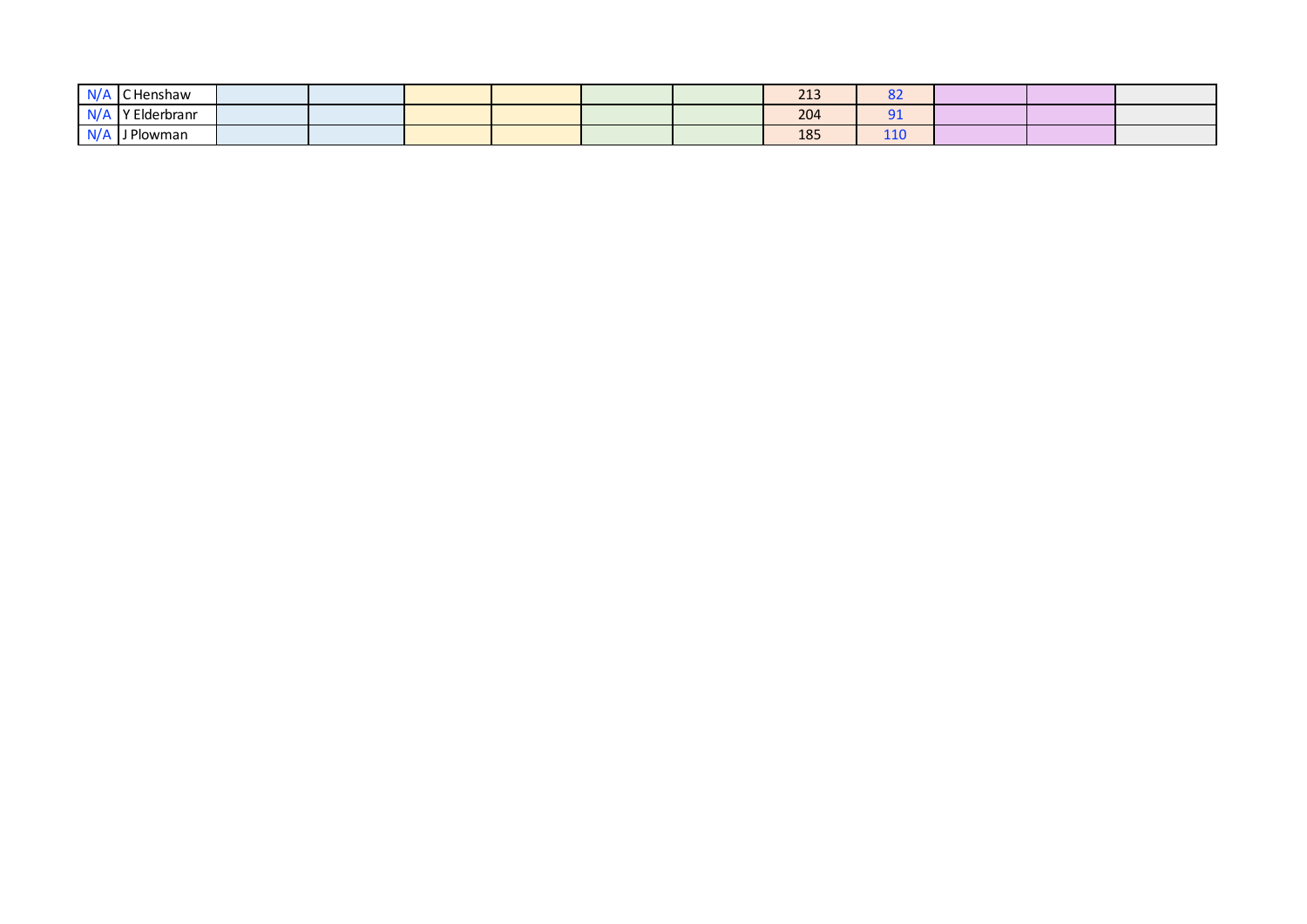| | | | | | | | | | | | | |
|---|---|---|---|---|---|---|---|---|---|---|---|---|
| N/A | C Henshaw | | | | | | | 213 | 82 | | | |
| N/A | Y Elderbranr | | | | | | | 204 | 91 | | | |
| N/A | J Plowman | | | | | | | 185 | 110 | | | |